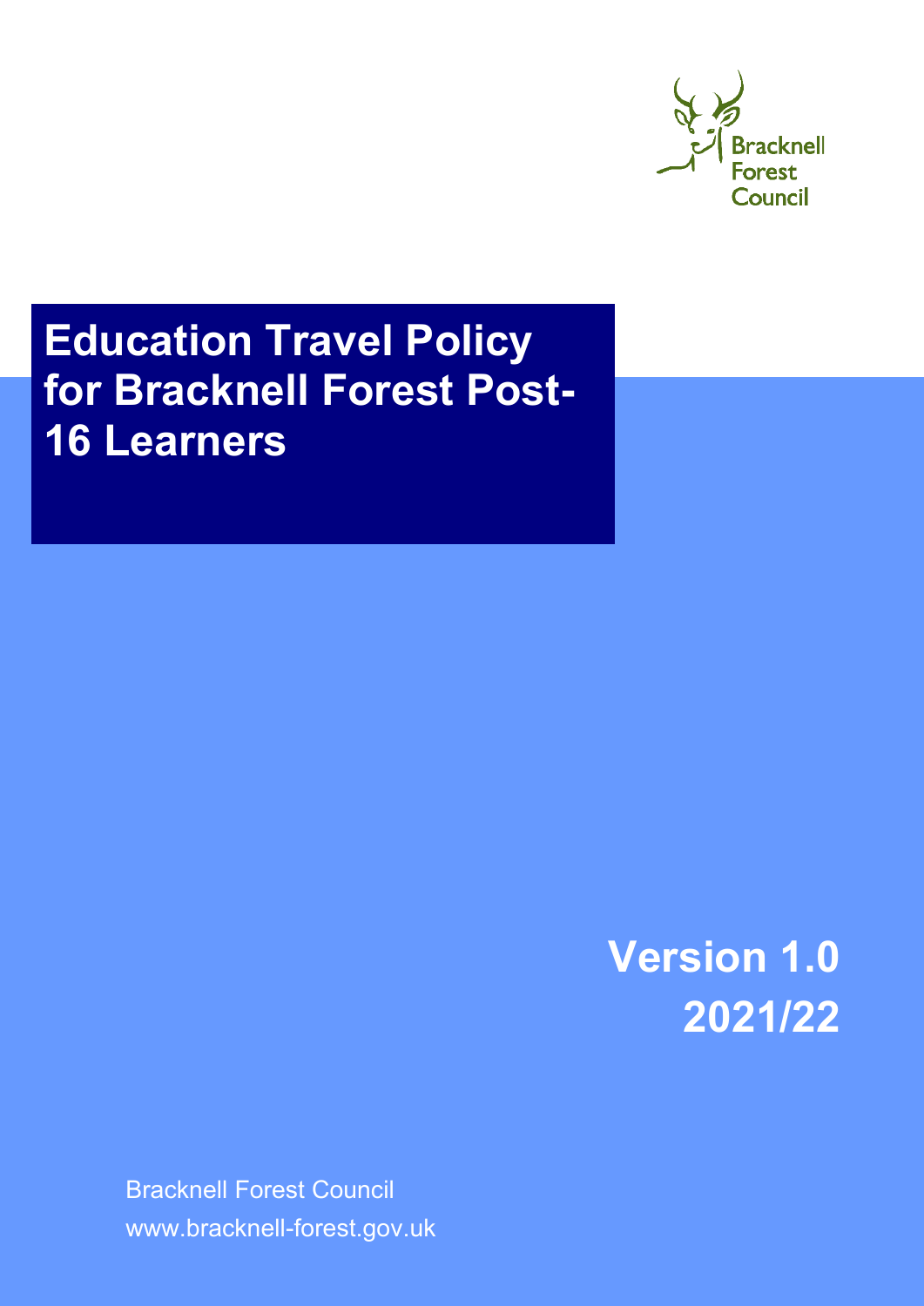Bracknell Forest Council

# Education Travel Policy for Bracknell Forest Post-16 Learners

**Version 1.0**
**2021/22**

Bracknell Forest Council
www.bracknell-forest.gov.uk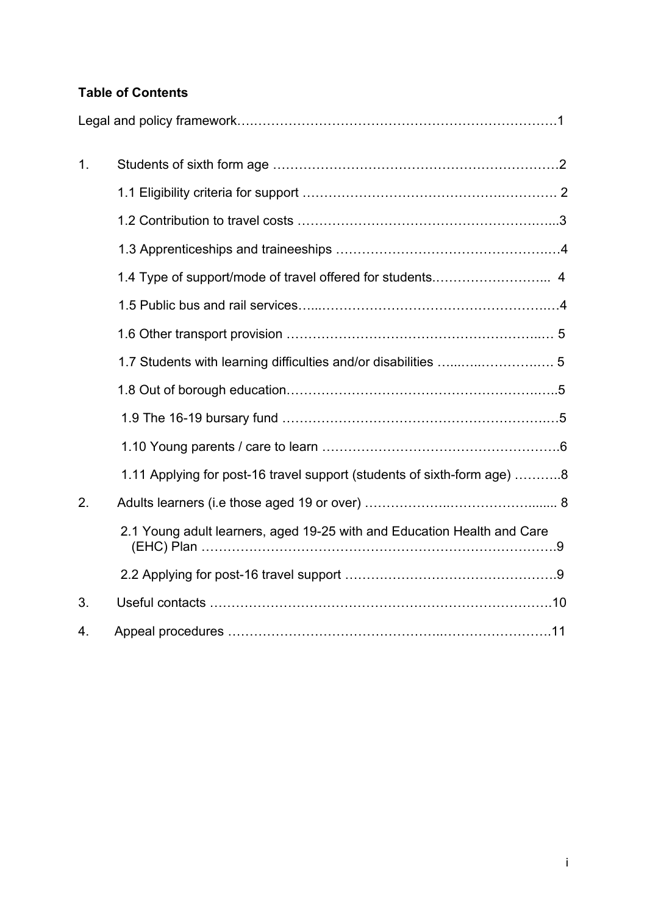**Table of Contents**

Legal and policy framework……………………………………………………………………1

1. Students of sixth form age …………………………………………………………2
   - 1.1 Eligibility criteria for support …………………………………………………… 2
   - 1.2 Contribution to travel costs ……………………………………………………...3
   - 1.3 Apprenticeships and traineeships ……………………………………………..…4
   - 1.4 Type of support/mode of travel offered for students……………………... 4
   - 1.5 Public bus and rail services…...………………………………………………..…4
   - 1.6 Other transport provision ……………………………………………………..… 5
   - 1.7 Students with learning difficulties and/or disabilities …...…..……………… 5
   - 1.8 Out of borough education……………………………………………………..…..5
   - 1.9 The 16-19 bursary fund ………………………………………………………..…5
   - 1.10 Young parents / care to learn ……………………………………………….6
   - 1.11 Applying for post-16 travel support (students of sixth-form age) ………..8
2. Adults learners (i.e those aged 19 or over) ………………..…………………...... 8
   - 2.1 Young adult learners, aged 19-25 with and Education Health and Care (EHC) Plan ………………………………………………………………………….9
   - 2.2 Applying for post-16 travel support ………………………………………….9
3. Useful contacts ……………………………………………………………………….10
4. Appeal procedures ……………………………………..……………………….11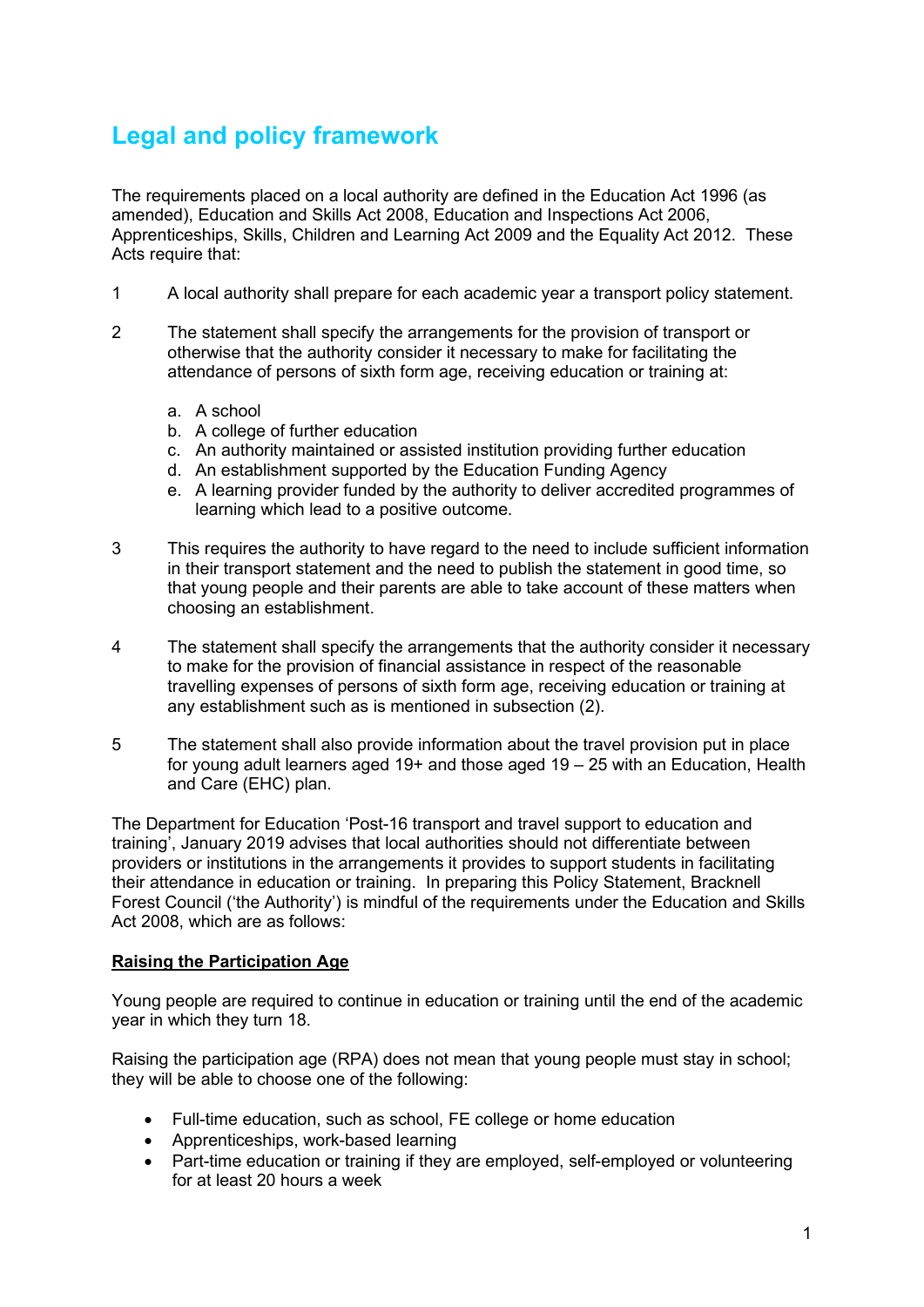# Legal and policy framework

The requirements placed on a local authority are defined in the Education Act 1996 (as amended), Education and Skills Act 2008, Education and Inspections Act 2006, Apprenticeships, Skills, Children and Learning Act 2009 and the Equality Act 2012. These Acts require that:

1. A local authority shall prepare for each academic year a transport policy statement.

2. The statement shall specify the arrangements for the provision of transport or otherwise that the authority consider it necessary to make for facilitating the attendance of persons of sixth form age, receiving education or training at:

   a. A school
   b. A college of further education
   c. An authority maintained or assisted institution providing further education
   d. An establishment supported by the Education Funding Agency
   e. A learning provider funded by the authority to deliver accredited programmes of learning which lead to a positive outcome.

3. This requires the authority to have regard to the need to include sufficient information in their transport statement and the need to publish the statement in good time, so that young people and their parents are able to take account of these matters when choosing an establishment.

4. The statement shall specify the arrangements that the authority consider it necessary to make for the provision of financial assistance in respect of the reasonable travelling expenses of persons of sixth form age, receiving education or training at any establishment such as is mentioned in subsection (2).

5. The statement shall also provide information about the travel provision put in place for young adult learners aged 19+ and those aged 19 – 25 with an Education, Health and Care (EHC) plan.

The Department for Education 'Post-16 transport and travel support to education and training', January 2019 advises that local authorities should not differentiate between providers or institutions in the arrangements it provides to support students in facilitating their attendance in education or training. In preparing this Policy Statement, Bracknell Forest Council ('the Authority') is mindful of the requirements under the Education and Skills Act 2008, which are as follows:

**<u>Raising the Participation Age</u>**

Young people are required to continue in education or training until the end of the academic year in which they turn 18.

Raising the participation age (RPA) does not mean that young people must stay in school; they will be able to choose one of the following:

- Full-time education, such as school, FE college or home education
- Apprenticeships, work-based learning
- Part-time education or training if they are employed, self-employed or volunteering for at least 20 hours a week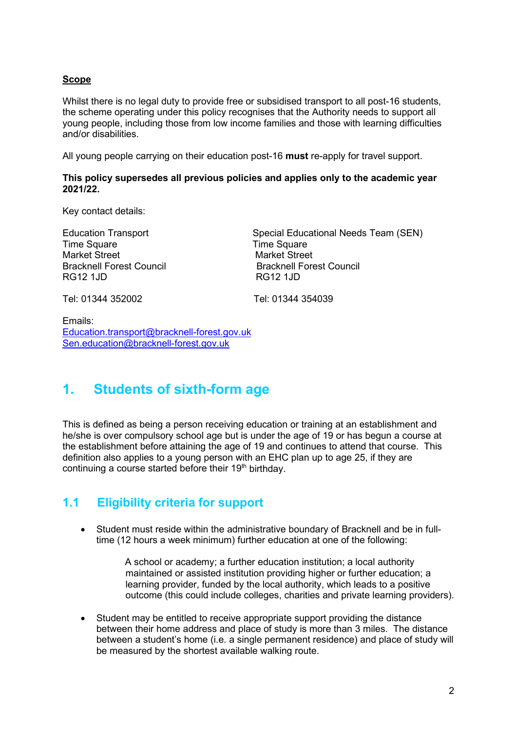**Scope**

Whilst there is no legal duty to provide free or subsidised transport to all post-16 students, the scheme operating under this policy recognises that the Authority needs to support all young people, including those from low income families and those with learning difficulties and/or disabilities.

All young people carrying on their education post-16 **must** re-apply for travel support.

**This policy supersedes all previous policies and applies only to the academic year 2021/22.**

Key contact details:

Education Transport
Time Square
Market Street
Bracknell Forest Council
RG12 1JD

Tel: 01344 352002

Special Educational Needs Team (SEN)
Time Square
Market Street
Bracknell Forest Council
RG12 1JD

Tel: 01344 354039

Emails:
Education.transport@bracknell-forest.gov.uk
Sen.education@bracknell-forest.gov.uk

# 1. Students of sixth-form age

This is defined as being a person receiving education or training at an establishment and he/she is over compulsory school age but is under the age of 19 or has begun a course at the establishment before attaining the age of 19 and continues to attend that course. This definition also applies to a young person with an EHC plan up to age 25, if they are continuing a course started before their 19th birthday.

## 1.1 Eligibility criteria for support

- Student must reside within the administrative boundary of Bracknell and be in full-time (12 hours a week minimum) further education at one of the following:

  A school or academy; a further education institution; a local authority maintained or assisted institution providing higher or further education; a learning provider, funded by the local authority, which leads to a positive outcome (this could include colleges, charities and private learning providers).

- Student may be entitled to receive appropriate support providing the distance between their home address and place of study is more than 3 miles. The distance between a student's home (i.e. a single permanent residence) and place of study will be measured by the shortest available walking route.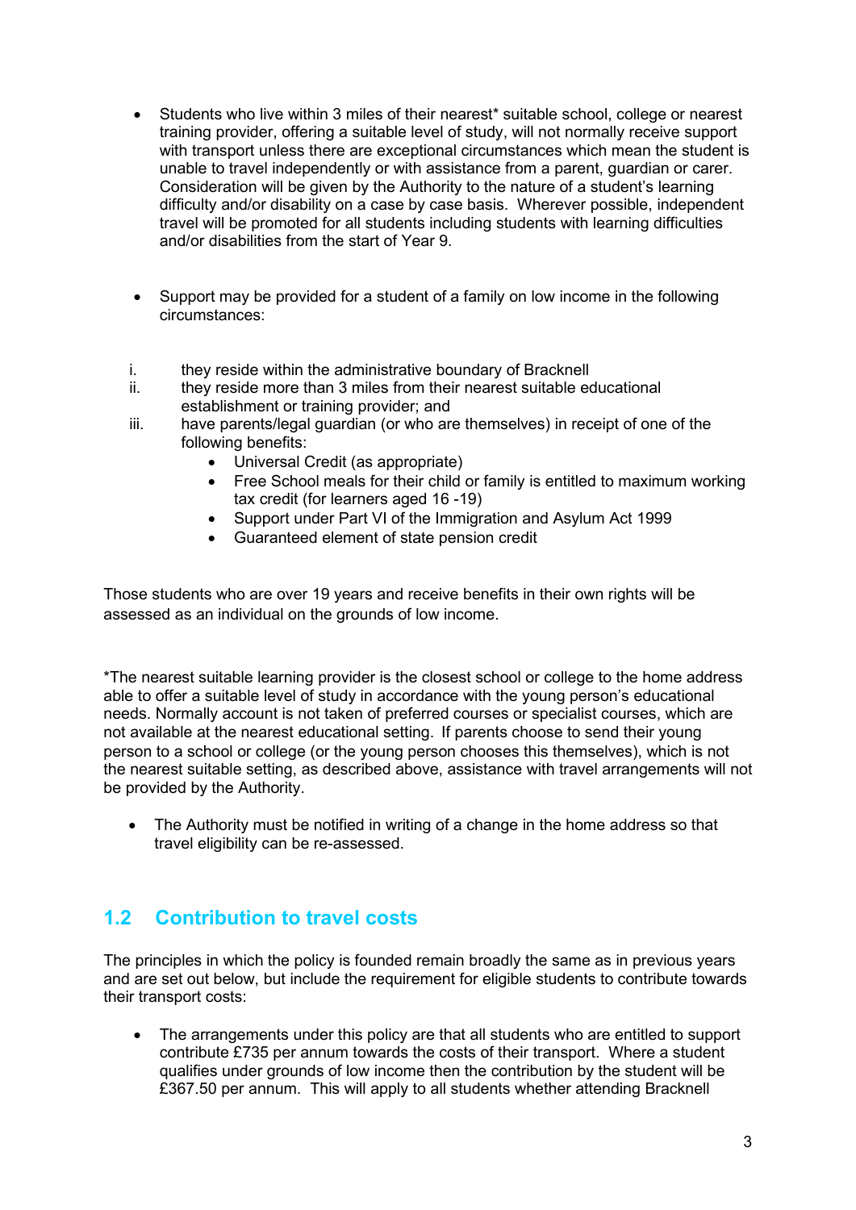- Students who live within 3 miles of their nearest* suitable school, college or nearest training provider, offering a suitable level of study, will not normally receive support with transport unless there are exceptional circumstances which mean the student is unable to travel independently or with assistance from a parent, guardian or carer. Consideration will be given by the Authority to the nature of a student's learning difficulty and/or disability on a case by case basis. Wherever possible, independent travel will be promoted for all students including students with learning difficulties and/or disabilities from the start of Year 9.

- Support may be provided for a student of a family on low income in the following circumstances:

  i. they reside within the administrative boundary of Bracknell
  ii. they reside more than 3 miles from their nearest suitable educational establishment or training provider; and
  iii. have parents/legal guardian (or who are themselves) in receipt of one of the following benefits:
     - Universal Credit (as appropriate)
     - Free School meals for their child or family is entitled to maximum working tax credit (for learners aged 16 -19)
     - Support under Part VI of the Immigration and Asylum Act 1999
     - Guaranteed element of state pension credit

Those students who are over 19 years and receive benefits in their own rights will be assessed as an individual on the grounds of low income.

*The nearest suitable learning provider is the closest school or college to the home address able to offer a suitable level of study in accordance with the young person's educational needs. Normally account is not taken of preferred courses or specialist courses, which are not available at the nearest educational setting. If parents choose to send their young person to a school or college (or the young person chooses this themselves), which is not the nearest suitable setting, as described above, assistance with travel arrangements will not be provided by the Authority.

- The Authority must be notified in writing of a change in the home address so that travel eligibility can be re-assessed.

## 1.2 Contribution to travel costs

The principles in which the policy is founded remain broadly the same as in previous years and are set out below, but include the requirement for eligible students to contribute towards their transport costs:

- The arrangements under this policy are that all students who are entitled to support contribute £735 per annum towards the costs of their transport. Where a student qualifies under grounds of low income then the contribution by the student will be £367.50 per annum. This will apply to all students whether attending Bracknell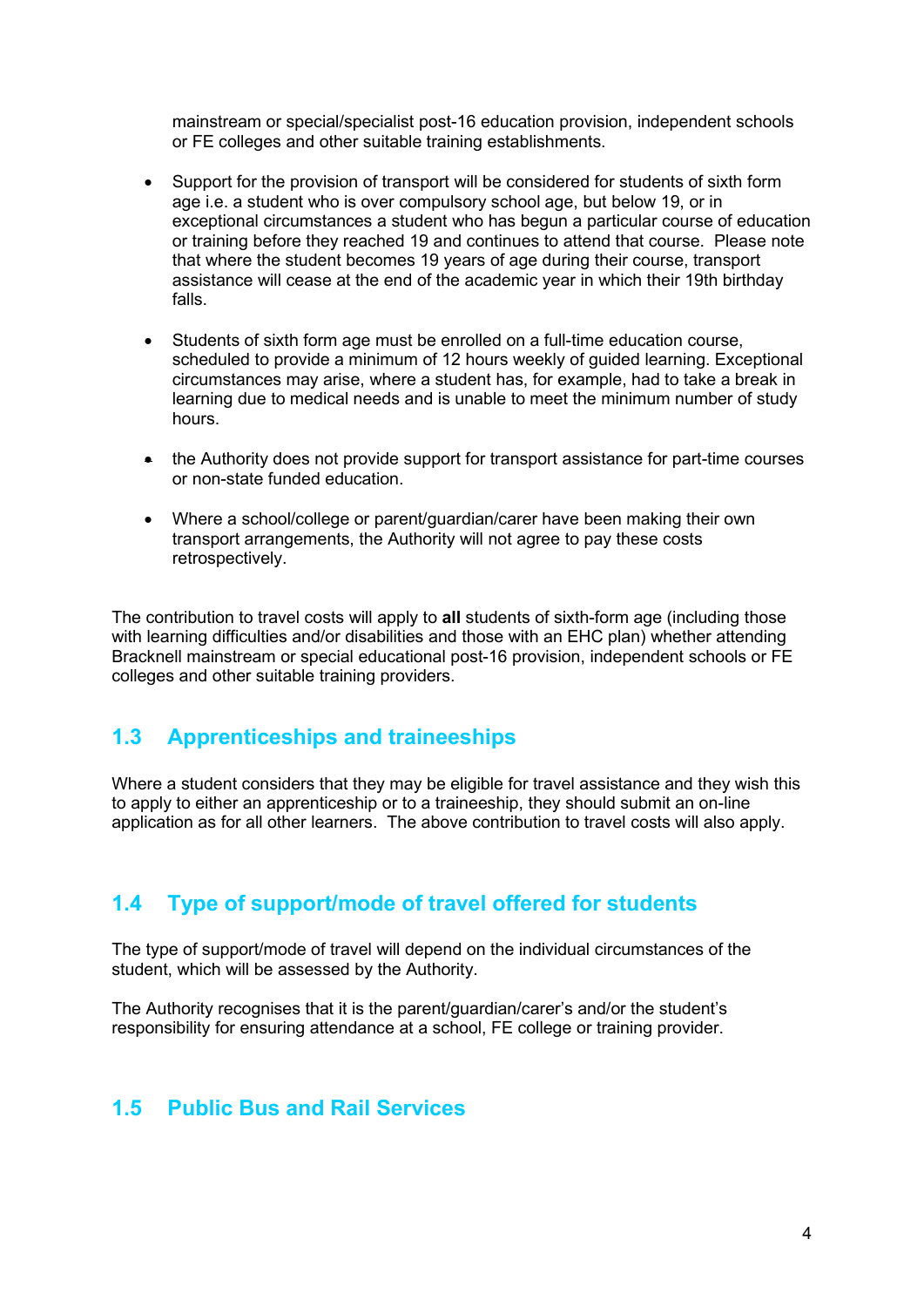mainstream or special/specialist post-16 education provision, independent schools or FE colleges and other suitable training establishments.

- Support for the provision of transport will be considered for students of sixth form age i.e. a student who is over compulsory school age, but below 19, or in exceptional circumstances a student who has begun a particular course of education or training before they reached 19 and continues to attend that course. Please note that where the student becomes 19 years of age during their course, transport assistance will cease at the end of the academic year in which their 19th birthday falls.

- Students of sixth form age must be enrolled on a full-time education course, scheduled to provide a minimum of 12 hours weekly of guided learning. Exceptional circumstances may arise, where a student has, for example, had to take a break in learning due to medical needs and is unable to meet the minimum number of study hours.

- the Authority does not provide support for transport assistance for part-time courses or non-state funded education.

- Where a school/college or parent/guardian/carer have been making their own transport arrangements, the Authority will not agree to pay these costs retrospectively.

The contribution to travel costs will apply to **all** students of sixth-form age (including those with learning difficulties and/or disabilities and those with an EHC plan) whether attending Bracknell mainstream or special educational post-16 provision, independent schools or FE colleges and other suitable training providers.

## 1.3 Apprenticeships and traineeships

Where a student considers that they may be eligible for travel assistance and they wish this to apply to either an apprenticeship or to a traineeship, they should submit an on-line application as for all other learners. The above contribution to travel costs will also apply.

## 1.4 Type of support/mode of travel offered for students

The type of support/mode of travel will depend on the individual circumstances of the student, which will be assessed by the Authority.

The Authority recognises that it is the parent/guardian/carer's and/or the student's responsibility for ensuring attendance at a school, FE college or training provider.

## 1.5 Public Bus and Rail Services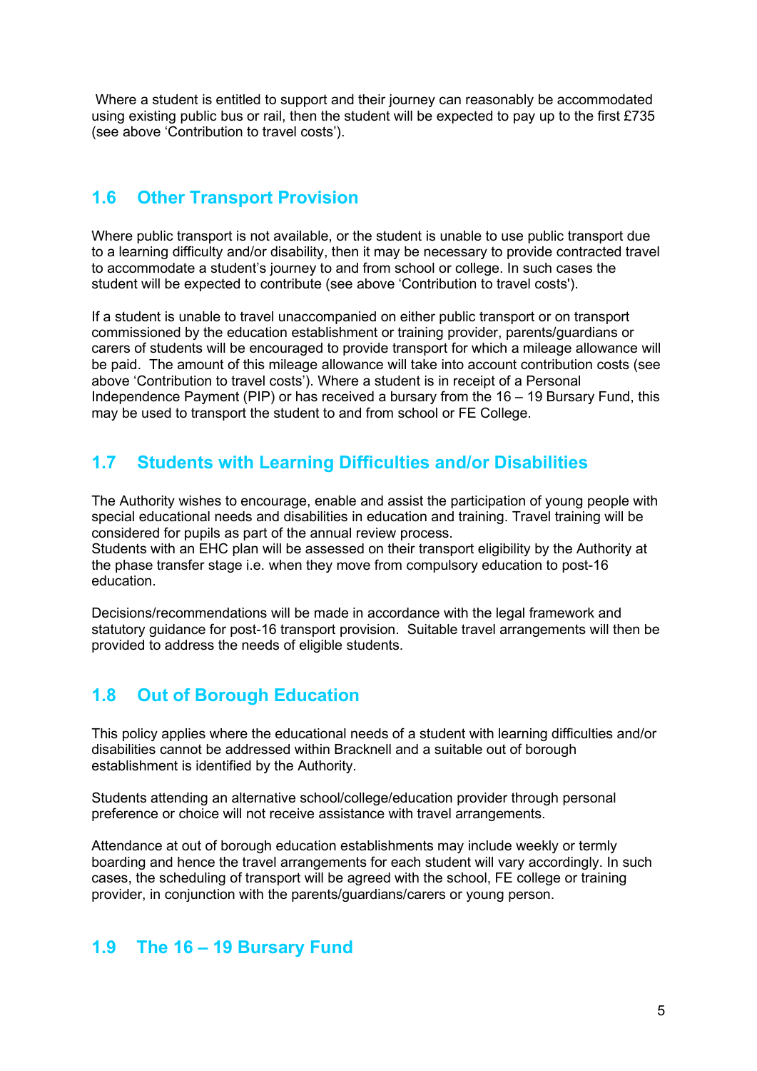Where a student is entitled to support and their journey can reasonably be accommodated using existing public bus or rail, then the student will be expected to pay up to the first £735 (see above 'Contribution to travel costs').

## 1.6 Other Transport Provision

Where public transport is not available, or the student is unable to use public transport due to a learning difficulty and/or disability, then it may be necessary to provide contracted travel to accommodate a student's journey to and from school or college. In such cases the student will be expected to contribute (see above 'Contribution to travel costs').

If a student is unable to travel unaccompanied on either public transport or on transport commissioned by the education establishment or training provider, parents/guardians or carers of students will be encouraged to provide transport for which a mileage allowance will be paid. The amount of this mileage allowance will take into account contribution costs (see above 'Contribution to travel costs'). Where a student is in receipt of a Personal Independence Payment (PIP) or has received a bursary from the 16 – 19 Bursary Fund, this may be used to transport the student to and from school or FE College.

## 1.7 Students with Learning Difficulties and/or Disabilities

The Authority wishes to encourage, enable and assist the participation of young people with special educational needs and disabilities in education and training. Travel training will be considered for pupils as part of the annual review process.
Students with an EHC plan will be assessed on their transport eligibility by the Authority at the phase transfer stage i.e. when they move from compulsory education to post-16 education.

Decisions/recommendations will be made in accordance with the legal framework and statutory guidance for post-16 transport provision. Suitable travel arrangements will then be provided to address the needs of eligible students.

## 1.8 Out of Borough Education

This policy applies where the educational needs of a student with learning difficulties and/or disabilities cannot be addressed within Bracknell and a suitable out of borough establishment is identified by the Authority.

Students attending an alternative school/college/education provider through personal preference or choice will not receive assistance with travel arrangements.

Attendance at out of borough education establishments may include weekly or termly boarding and hence the travel arrangements for each student will vary accordingly. In such cases, the scheduling of transport will be agreed with the school, FE college or training provider, in conjunction with the parents/guardians/carers or young person.

## 1.9 The 16 – 19 Bursary Fund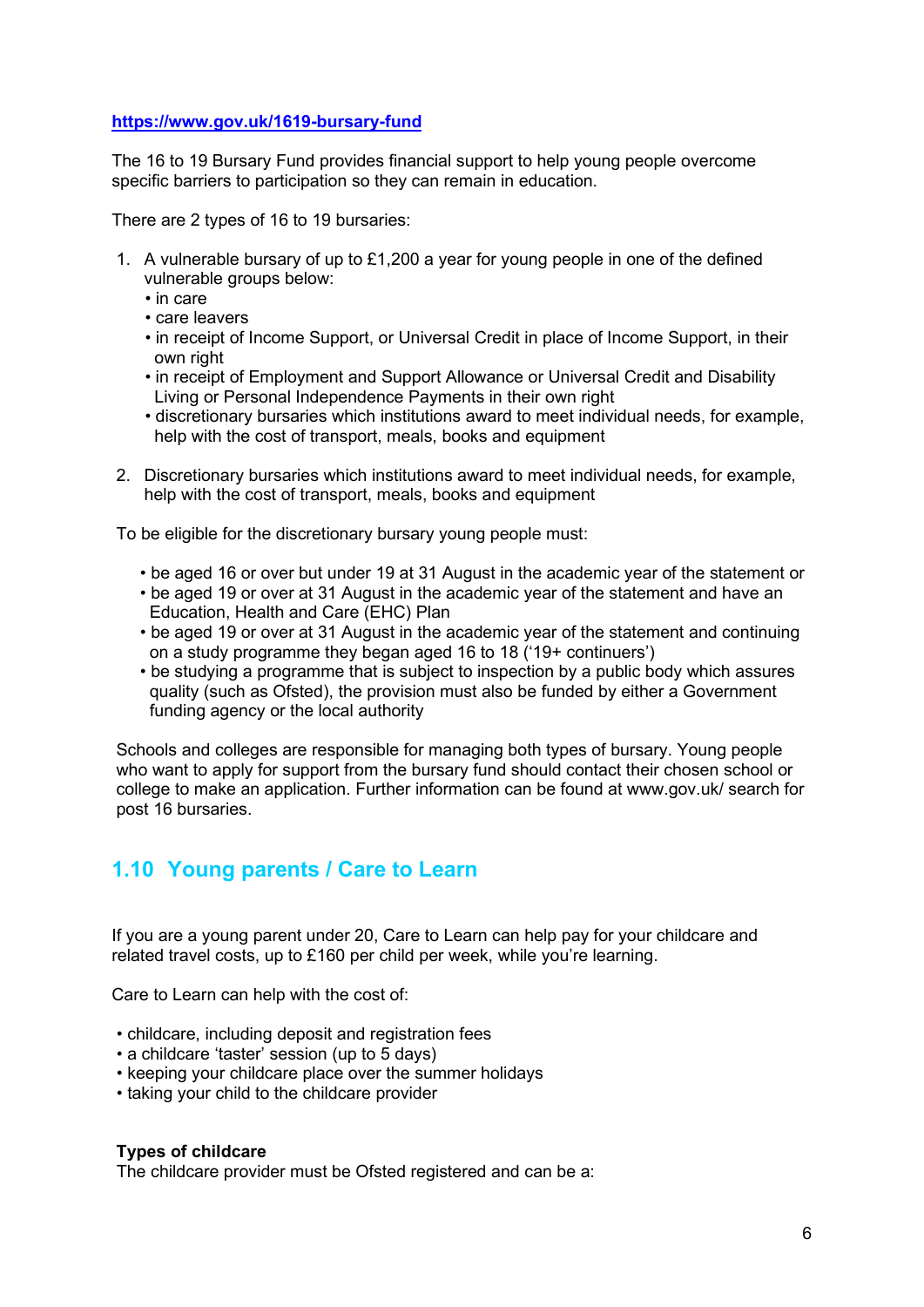https://www.gov.uk/1619-bursary-fund

The 16 to 19 Bursary Fund provides financial support to help young people overcome specific barriers to participation so they can remain in education.

There are 2 types of 16 to 19 bursaries:

1. A vulnerable bursary of up to £1,200 a year for young people in one of the defined vulnerable groups below:
   - in care
   - care leavers
   - in receipt of Income Support, or Universal Credit in place of Income Support, in their own right
   - in receipt of Employment and Support Allowance or Universal Credit and Disability Living or Personal Independence Payments in their own right
   - discretionary bursaries which institutions award to meet individual needs, for example, help with the cost of transport, meals, books and equipment

2. Discretionary bursaries which institutions award to meet individual needs, for example, help with the cost of transport, meals, books and equipment

To be eligible for the discretionary bursary young people must:

- be aged 16 or over but under 19 at 31 August in the academic year of the statement or
- be aged 19 or over at 31 August in the academic year of the statement and have an Education, Health and Care (EHC) Plan
- be aged 19 or over at 31 August in the academic year of the statement and continuing on a study programme they began aged 16 to 18 ('19+ continuers')
- be studying a programme that is subject to inspection by a public body which assures quality (such as Ofsted), the provision must also be funded by either a Government funding agency or the local authority

Schools and colleges are responsible for managing both types of bursary. Young people who want to apply for support from the bursary fund should contact their chosen school or college to make an application. Further information can be found at www.gov.uk/ search for post 16 bursaries.

## 1.10 Young parents / Care to Learn

If you are a young parent under 20, Care to Learn can help pay for your childcare and related travel costs, up to £160 per child per week, while you're learning.

Care to Learn can help with the cost of:

- childcare, including deposit and registration fees
- a childcare 'taster' session (up to 5 days)
- keeping your childcare place over the summer holidays
- taking your child to the childcare provider

**Types of childcare**
The childcare provider must be Ofsted registered and can be a: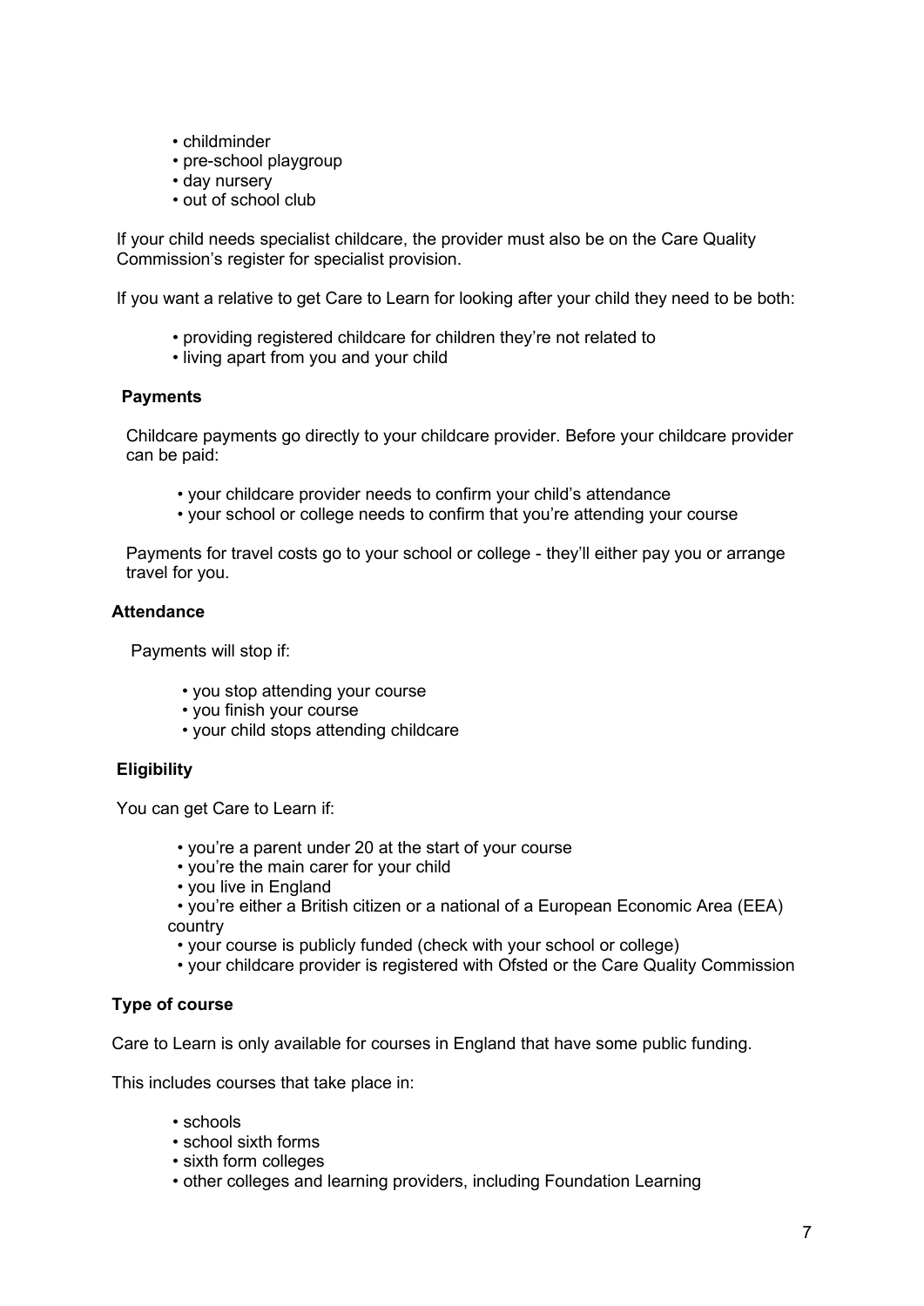- childminder
- pre-school playgroup
- day nursery
- out of school club

If your child needs specialist childcare, the provider must also be on the Care Quality Commission's register for specialist provision.

If you want a relative to get Care to Learn for looking after your child they need to be both:

- providing registered childcare for children they're not related to
- living apart from you and your child

**Payments**

Childcare payments go directly to your childcare provider. Before your childcare provider can be paid:

- your childcare provider needs to confirm your child's attendance
- your school or college needs to confirm that you're attending your course

Payments for travel costs go to your school or college - they'll either pay you or arrange travel for you.

**Attendance**

Payments will stop if:

- you stop attending your course
- you finish your course
- your child stops attending childcare

**Eligibility**

You can get Care to Learn if:

- you're a parent under 20 at the start of your course
- you're the main carer for your child
- you live in England
- you're either a British citizen or a national of a European Economic Area (EEA) country
- your course is publicly funded (check with your school or college)
- your childcare provider is registered with Ofsted or the Care Quality Commission

**Type of course**

Care to Learn is only available for courses in England that have some public funding.

This includes courses that take place in:

- schools
- school sixth forms
- sixth form colleges
- other colleges and learning providers, including Foundation Learning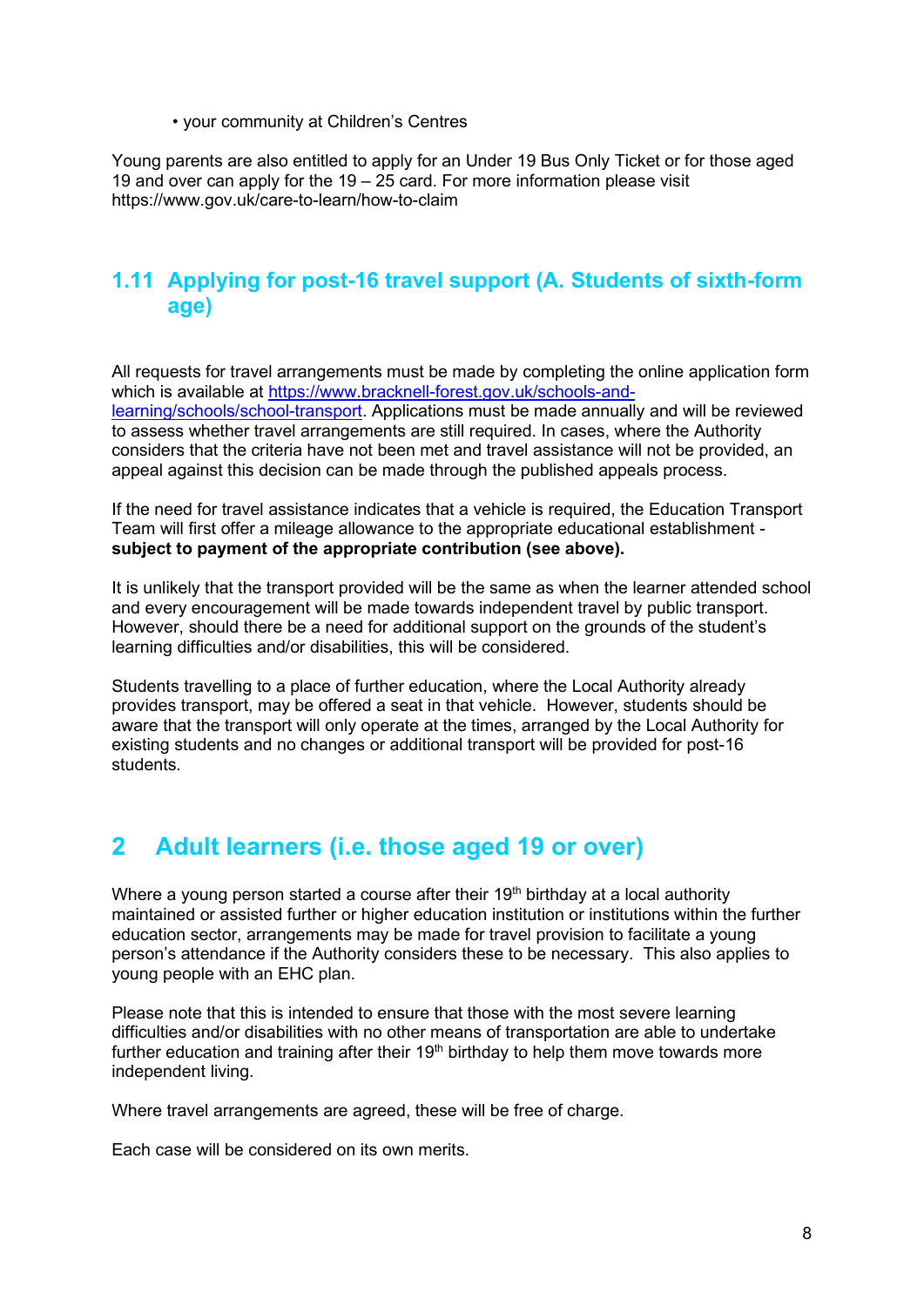• your community at Children's Centres

Young parents are also entitled to apply for an Under 19 Bus Only Ticket or for those aged 19 and over can apply for the 19 – 25 card. For more information please visit https://www.gov.uk/care-to-learn/how-to-claim

## 1.11 Applying for post-16 travel support (A. Students of sixth-form age)

All requests for travel arrangements must be made by completing the online application form which is available at [https://www.bracknell-forest.gov.uk/schools-and-learning/schools/school-transport](https://www.bracknell-forest.gov.uk/schools-and-learning/schools/school-transport). Applications must be made annually and will be reviewed to assess whether travel arrangements are still required. In cases, where the Authority considers that the criteria have not been met and travel assistance will not be provided, an appeal against this decision can be made through the published appeals process.

If the need for travel assistance indicates that a vehicle is required, the Education Transport Team will first offer a mileage allowance to the appropriate educational establishment - **subject to payment of the appropriate contribution (see above).**

It is unlikely that the transport provided will be the same as when the learner attended school and every encouragement will be made towards independent travel by public transport. However, should there be a need for additional support on the grounds of the student's learning difficulties and/or disabilities, this will be considered.

Students travelling to a place of further education, where the Local Authority already provides transport, may be offered a seat in that vehicle. However, students should be aware that the transport will only operate at the times, arranged by the Local Authority for existing students and no changes or additional transport will be provided for post-16 students.

# 2 Adult learners (i.e. those aged 19 or over)

Where a young person started a course after their 19th birthday at a local authority maintained or assisted further or higher education institution or institutions within the further education sector, arrangements may be made for travel provision to facilitate a young person's attendance if the Authority considers these to be necessary. This also applies to young people with an EHC plan.

Please note that this is intended to ensure that those with the most severe learning difficulties and/or disabilities with no other means of transportation are able to undertake further education and training after their 19th birthday to help them move towards more independent living.

Where travel arrangements are agreed, these will be free of charge.

Each case will be considered on its own merits.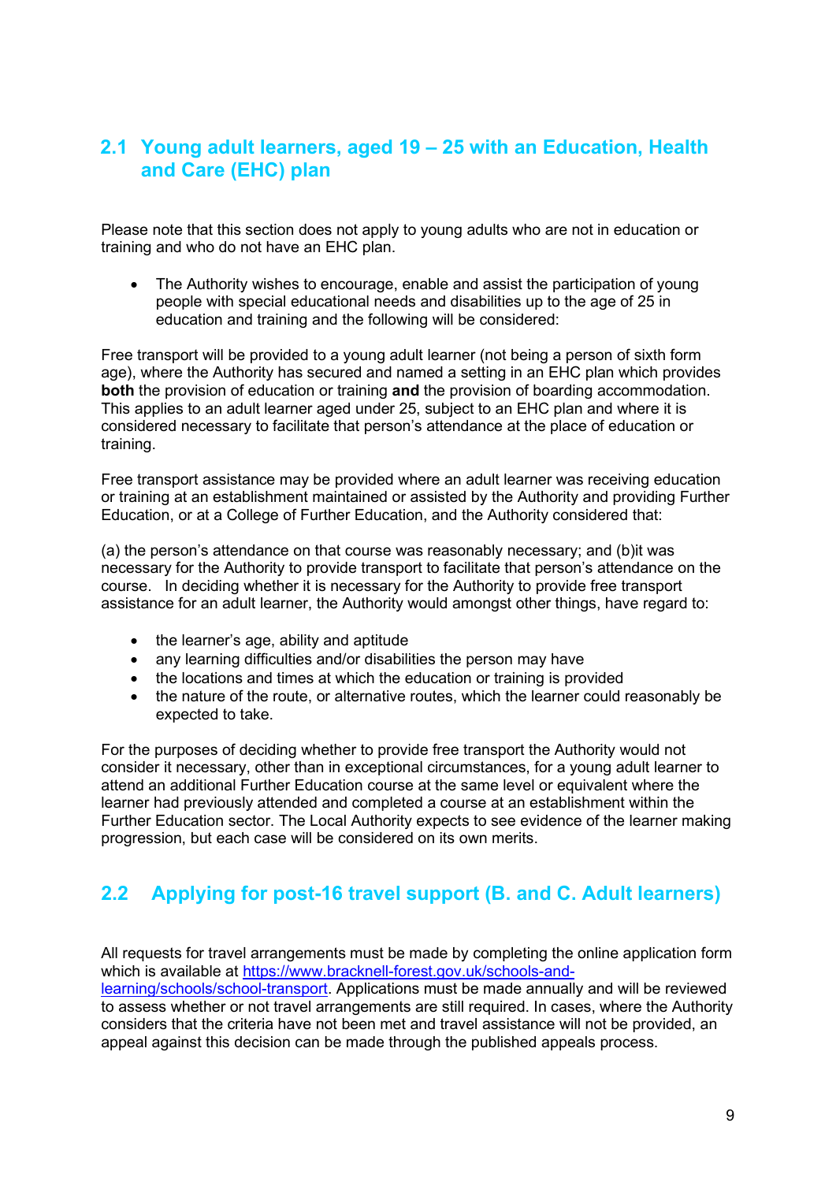## 2.1 Young adult learners, aged 19 – 25 with an Education, Health and Care (EHC) plan

Please note that this section does not apply to young adults who are not in education or training and who do not have an EHC plan.

- The Authority wishes to encourage, enable and assist the participation of young people with special educational needs and disabilities up to the age of 25 in education and training and the following will be considered:

Free transport will be provided to a young adult learner (not being a person of sixth form age), where the Authority has secured and named a setting in an EHC plan which provides **both** the provision of education or training **and** the provision of boarding accommodation. This applies to an adult learner aged under 25, subject to an EHC plan and where it is considered necessary to facilitate that person's attendance at the place of education or training.

Free transport assistance may be provided where an adult learner was receiving education or training at an establishment maintained or assisted by the Authority and providing Further Education, or at a College of Further Education, and the Authority considered that:

(a) the person's attendance on that course was reasonably necessary; and (b)it was necessary for the Authority to provide transport to facilitate that person's attendance on the course. In deciding whether it is necessary for the Authority to provide free transport assistance for an adult learner, the Authority would amongst other things, have regard to:

- the learner's age, ability and aptitude
- any learning difficulties and/or disabilities the person may have
- the locations and times at which the education or training is provided
- the nature of the route, or alternative routes, which the learner could reasonably be expected to take.

For the purposes of deciding whether to provide free transport the Authority would not consider it necessary, other than in exceptional circumstances, for a young adult learner to attend an additional Further Education course at the same level or equivalent where the learner had previously attended and completed a course at an establishment within the Further Education sector. The Local Authority expects to see evidence of the learner making progression, but each case will be considered on its own merits.

## 2.2 Applying for post-16 travel support (B. and C. Adult learners)

All requests for travel arrangements must be made by completing the online application form which is available at [https://www.bracknell-forest.gov.uk/schools-and-learning/schools/school-transport](https://www.bracknell-forest.gov.uk/schools-and-learning/schools/school-transport). Applications must be made annually and will be reviewed to assess whether or not travel arrangements are still required. In cases, where the Authority considers that the criteria have not been met and travel assistance will not be provided, an appeal against this decision can be made through the published appeals process.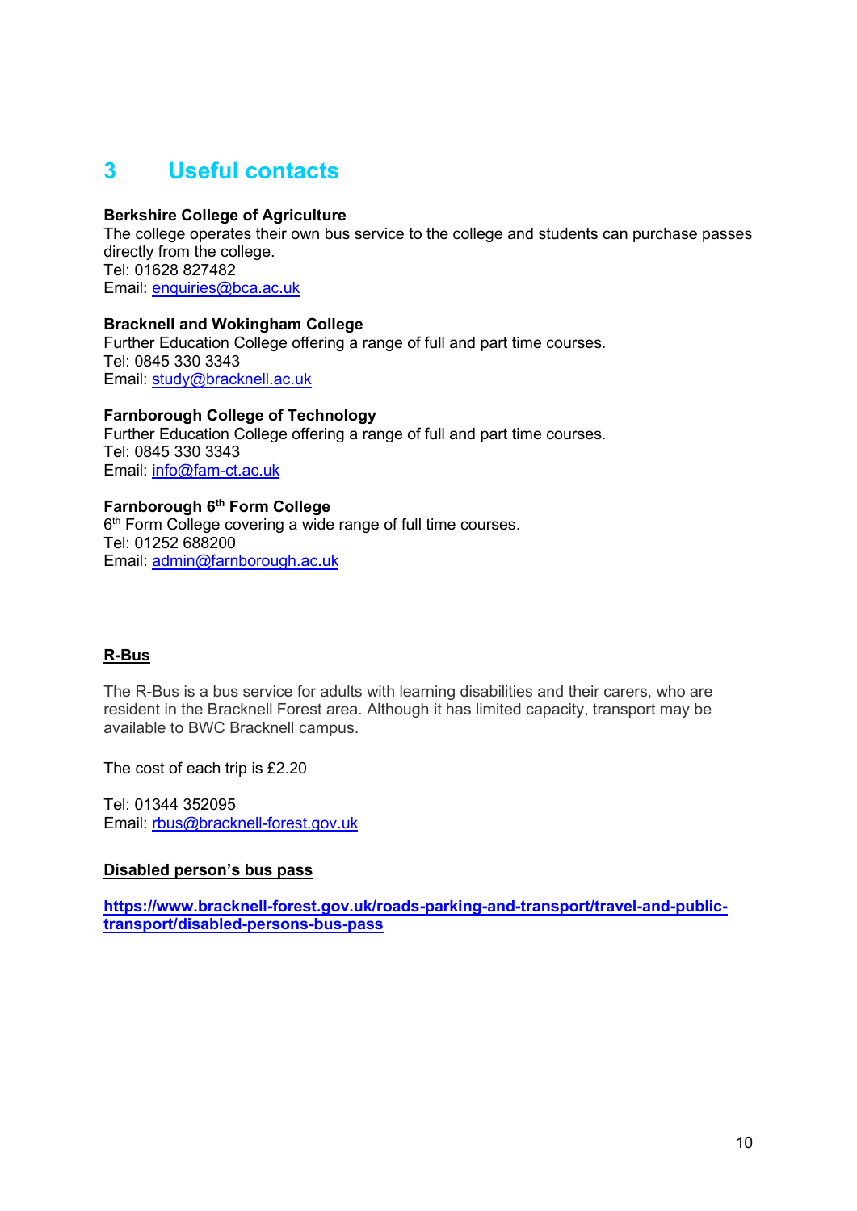# 3 Useful contacts

**Berkshire College of Agriculture**
The college operates their own bus service to the college and students can purchase passes directly from the college.
Tel: 01628 827482
Email: enquiries@bca.ac.uk

**Bracknell and Wokingham College**
Further Education College offering a range of full and part time courses.
Tel: 0845 330 3343
Email: study@bracknell.ac.uk

**Farnborough College of Technology**
Further Education College offering a range of full and part time courses.
Tel: 0845 330 3343
Email: info@fam-ct.ac.uk

**Farnborough 6th Form College**
6th Form College covering a wide range of full time courses.
Tel: 01252 688200
Email: admin@farnborough.ac.uk

**R-Bus**

The R-Bus is a bus service for adults with learning disabilities and their carers, who are resident in the Bracknell Forest area. Although it has limited capacity, transport may be available to BWC Bracknell campus.

The cost of each trip is £2.20

Tel: 01344 352095
Email: rbus@bracknell-forest.gov.uk

**Disabled person's bus pass**

**https://www.bracknell-forest.gov.uk/roads-parking-and-transport/travel-and-public-transport/disabled-persons-bus-pass**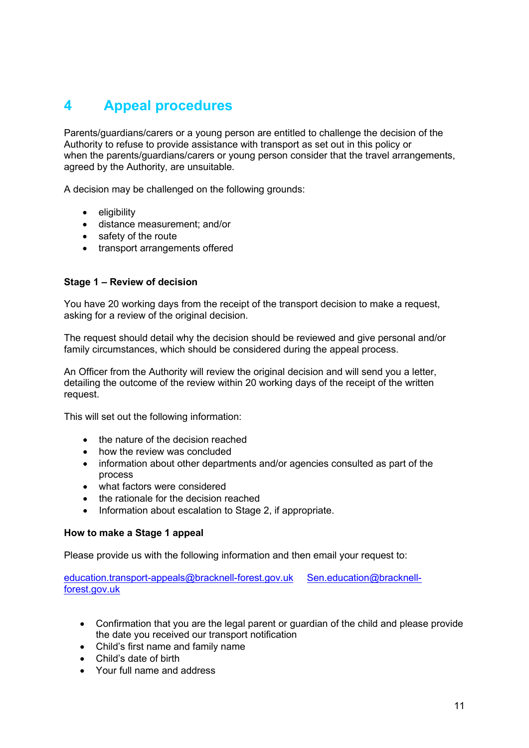# 4 Appeal procedures

Parents/guardians/carers or a young person are entitled to challenge the decision of the Authority to refuse to provide assistance with transport as set out in this policy or when the parents/guardians/carers or young person consider that the travel arrangements, agreed by the Authority, are unsuitable.

A decision may be challenged on the following grounds:

- eligibility
- distance measurement; and/or
- safety of the route
- transport arrangements offered

**Stage 1 – Review of decision**

You have 20 working days from the receipt of the transport decision to make a request, asking for a review of the original decision.

The request should detail why the decision should be reviewed and give personal and/or family circumstances, which should be considered during the appeal process.

An Officer from the Authority will review the original decision and will send you a letter, detailing the outcome of the review within 20 working days of the receipt of the written request.

This will set out the following information:

- the nature of the decision reached
- how the review was concluded
- information about other departments and/or agencies consulted as part of the process
- what factors were considered
- the rationale for the decision reached
- Information about escalation to Stage 2, if appropriate.

**How to make a Stage 1 appeal**

Please provide us with the following information and then email your request to:

education.transport-appeals@bracknell-forest.gov.uk Sen.education@bracknell-forest.gov.uk

- Confirmation that you are the legal parent or guardian of the child and please provide the date you received our transport notification
- Child's first name and family name
- Child's date of birth
- Your full name and address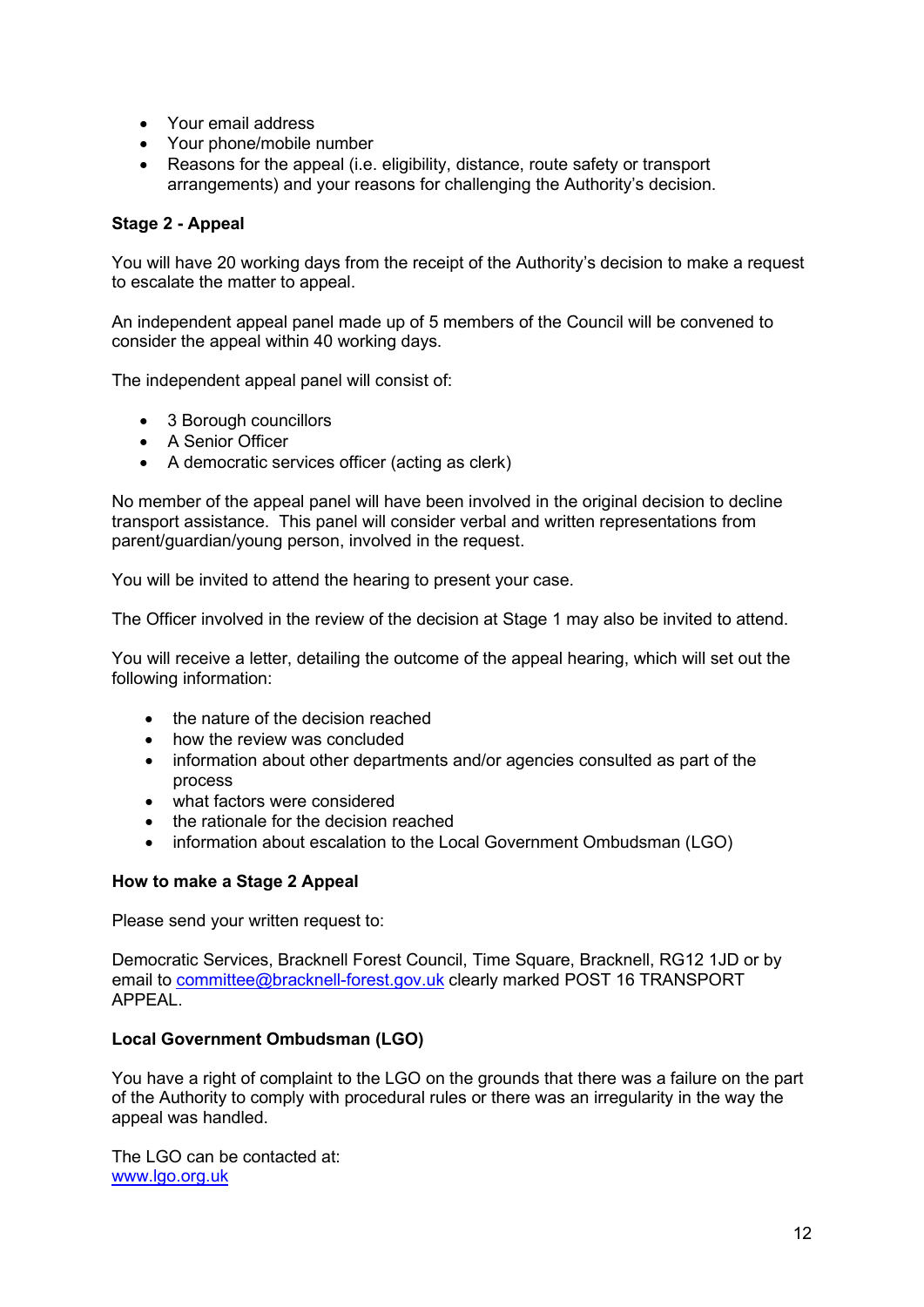- Your email address
- Your phone/mobile number
- Reasons for the appeal (i.e. eligibility, distance, route safety or transport arrangements) and your reasons for challenging the Authority's decision.

**Stage 2 - Appeal**

You will have 20 working days from the receipt of the Authority's decision to make a request to escalate the matter to appeal.

An independent appeal panel made up of 5 members of the Council will be convened to consider the appeal within 40 working days.

The independent appeal panel will consist of:

- 3 Borough councillors
- A Senior Officer
- A democratic services officer (acting as clerk)

No member of the appeal panel will have been involved in the original decision to decline transport assistance. This panel will consider verbal and written representations from parent/guardian/young person, involved in the request.

You will be invited to attend the hearing to present your case.

The Officer involved in the review of the decision at Stage 1 may also be invited to attend.

You will receive a letter, detailing the outcome of the appeal hearing, which will set out the following information:

- the nature of the decision reached
- how the review was concluded
- information about other departments and/or agencies consulted as part of the process
- what factors were considered
- the rationale for the decision reached
- information about escalation to the Local Government Ombudsman (LGO)

**How to make a Stage 2 Appeal**

Please send your written request to:

Democratic Services, Bracknell Forest Council, Time Square, Bracknell, RG12 1JD or by email to committee@bracknell-forest.gov.uk clearly marked POST 16 TRANSPORT APPEAL.

**Local Government Ombudsman (LGO)**

You have a right of complaint to the LGO on the grounds that there was a failure on the part of the Authority to comply with procedural rules or there was an irregularity in the way the appeal was handled.

The LGO can be contacted at:
www.lgo.org.uk